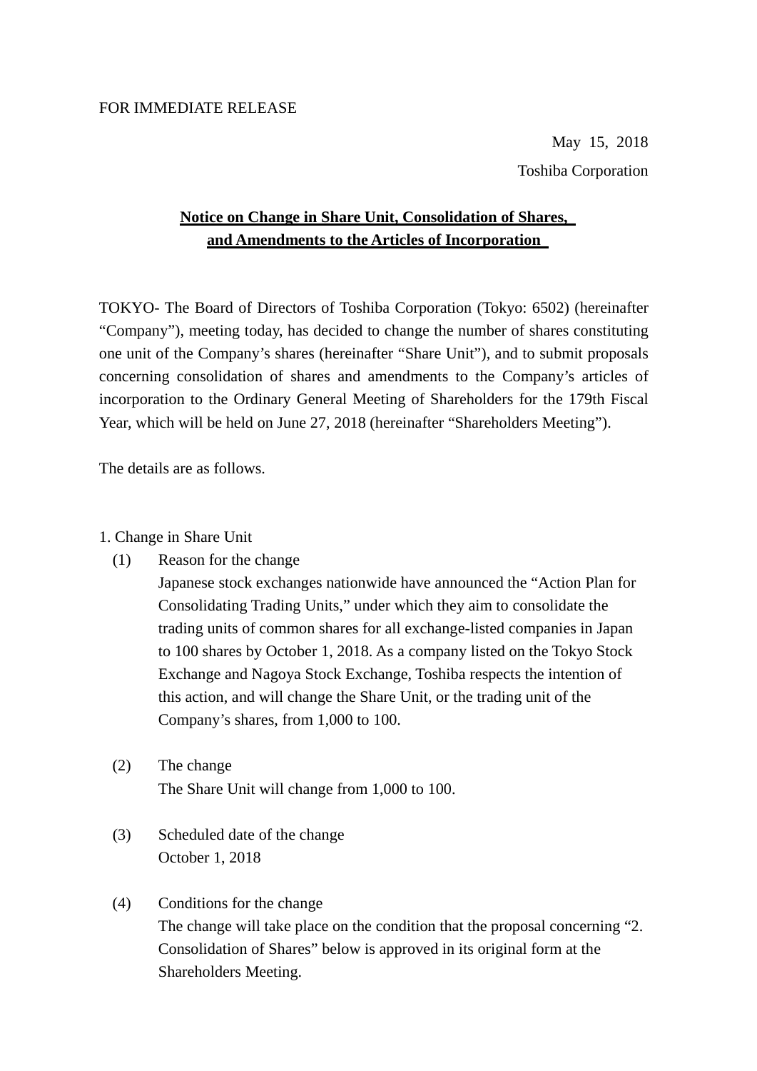FOR IMMEDIATE RELEASE

May 15, 2018

Toshiba Corporation

# Notice on Change in Share Unit, Consolidation of Shares, and Amendments to the Articles of Incorporation

TOKYO- The Board of Directors of Toshiba Corporation (Tokyo: 6502) (hereinafter "Company"), meeting today, has decided to change the number of shares constituting one unit of the Company's shares (hereinafter "Share Unit"), and to submit proposals concerning consolidation of shares and amendments to the Company's articles of incorporation to the Ordinary General Meeting of Shareholders for the 179th Fiscal Year, which will be held on June 27, 2018 (hereinafter "Shareholders Meeting").

The details are as follows.

## 1. Change in Share Unit

(1) Reason for the change

Japanese stock exchanges nationwide have announced the "Action Plan for Consolidating Trading Units," under which they aim to consolidate the trading units of common shares for all exchange-listed companies in Japan to 100 shares by October 1, 2018. As a company listed on the Tokyo Stock Exchange and Nagoya Stock Exchange, Toshiba respects the intention of this action, and will change the Share Unit, or the trading unit of the Company's shares, from 1,000 to 100.

(2) The change

The Share Unit will change from 1,000 to 100.

(3) Scheduled date of the change

October 1, 2018

(4) Conditions for the change

The change will take place on the condition that the proposal concerning "2. Consolidation of Shares" below is approved in its original form at the Shareholders Meeting.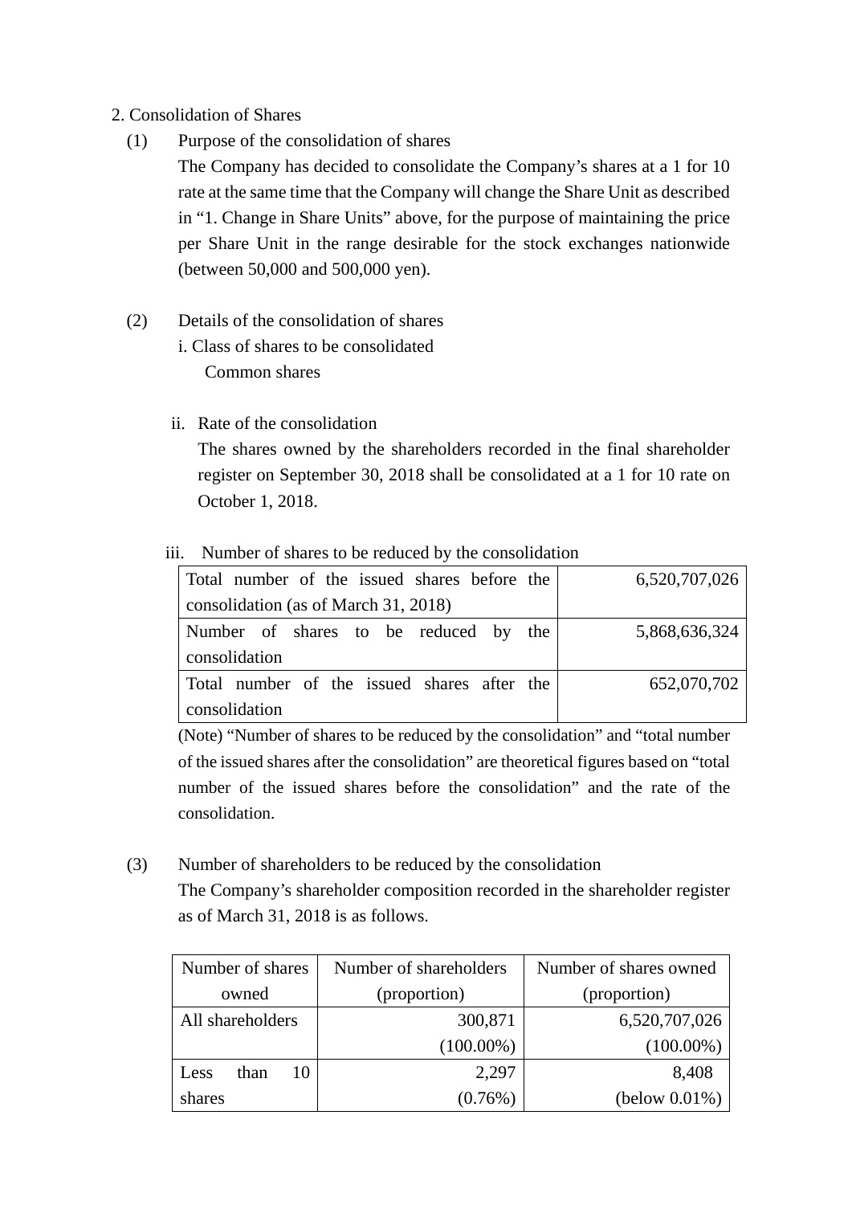## 2. Consolidation of Shares

(1) Purpose of the consolidation of shares

The Company has decided to consolidate the Company's shares at a 1 for 10 rate at the same time that the Company will change the Share Unit as described in "1. Change in Share Units" above, for the purpose of maintaining the price per Share Unit in the range desirable for the stock exchanges nationwide (between 50,000 and 500,000 yen).

(2) Details of the consolidation of shares

i. Class of shares to be consolidated

Common shares

ii. Rate of the consolidation

The shares owned by the shareholders recorded in the final shareholder register on September 30, 2018 shall be consolidated at a 1 for 10 rate on October 1, 2018.

iii. Number of shares to be reduced by the consolidation

| | |
|---|---|
| Total number of the issued shares before the consolidation (as of March 31, 2018) | 6,520,707,026 |
| Number of shares to be reduced by the consolidation | 5,868,636,324 |
| Total number of the issued shares after the consolidation | 652,070,702 |

(Note) "Number of shares to be reduced by the consolidation" and "total number of the issued shares after the consolidation" are theoretical figures based on "total number of the issued shares before the consolidation" and the rate of the consolidation.

(3) Number of shareholders to be reduced by the consolidation

The Company's shareholder composition recorded in the shareholder register as of March 31, 2018 is as follows.

| Number of shares owned | Number of shareholders (proportion) | Number of shares owned (proportion) |
|---|---|---|
| All shareholders | 300,871 (100.00%) | 6,520,707,026 (100.00%) |
| Less than 10 shares | 2,297 (0.76%) | 8,408 (below 0.01%) |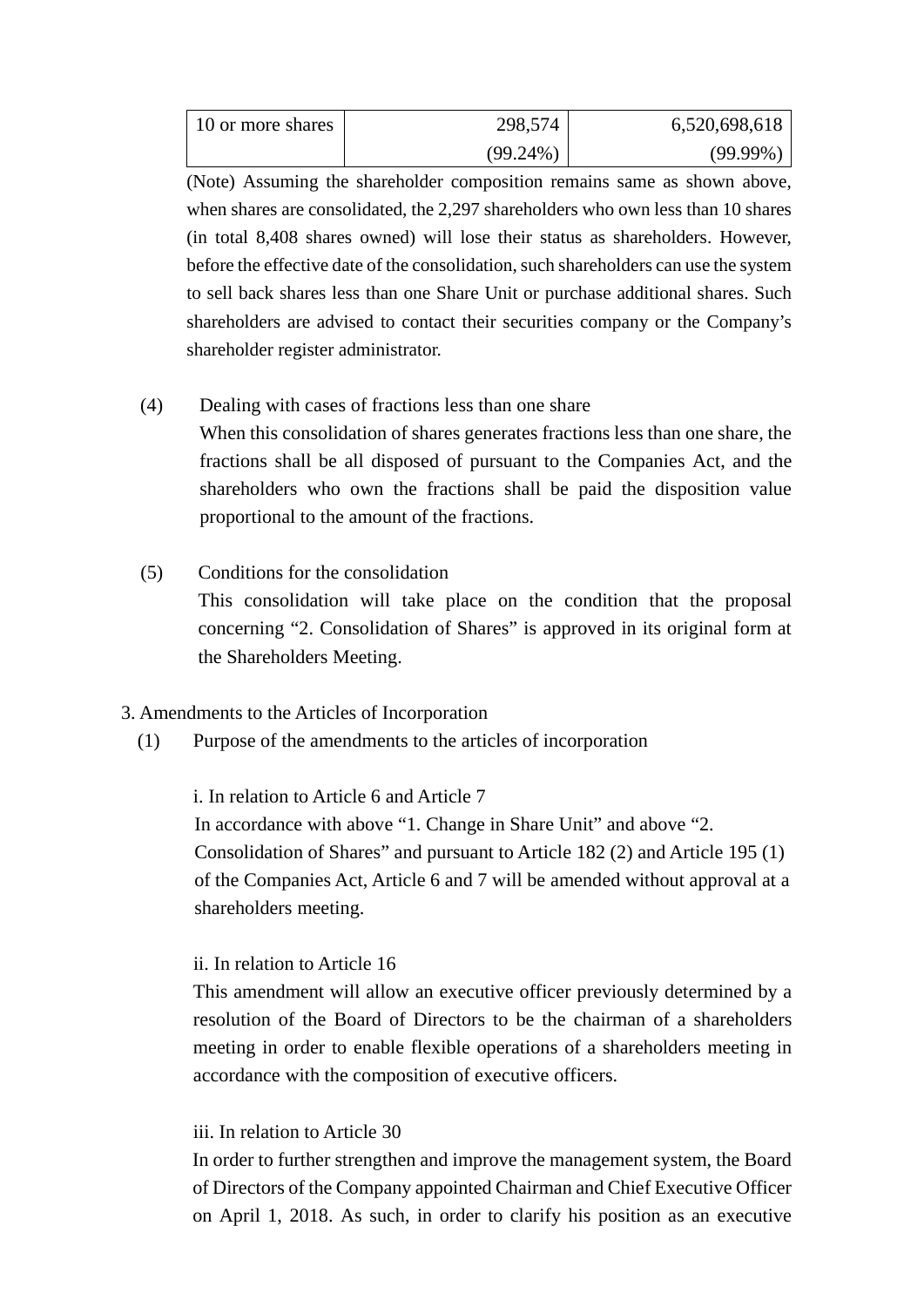| 10 or more shares | 298,574 (99.24%) | 6,520,698,618 (99.99%) |
|---|---|---|

(Note) Assuming the shareholder composition remains same as shown above, when shares are consolidated, the 2,297 shareholders who own less than 10 shares (in total 8,408 shares owned) will lose their status as shareholders. However, before the effective date of the consolidation, such shareholders can use the system to sell back shares less than one Share Unit or purchase additional shares. Such shareholders are advised to contact their securities company or the Company's shareholder register administrator.

(4) Dealing with cases of fractions less than one share

When this consolidation of shares generates fractions less than one share, the fractions shall be all disposed of pursuant to the Companies Act, and the shareholders who own the fractions shall be paid the disposition value proportional to the amount of the fractions.

(5) Conditions for the consolidation

This consolidation will take place on the condition that the proposal concerning "2. Consolidation of Shares" is approved in its original form at the Shareholders Meeting.

3. Amendments to the Articles of Incorporation

(1) Purpose of the amendments to the articles of incorporation

i. In relation to Article 6 and Article 7

In accordance with above "1. Change in Share Unit" and above "2. Consolidation of Shares" and pursuant to Article 182 (2) and Article 195 (1) of the Companies Act, Article 6 and 7 will be amended without approval at a shareholders meeting.

ii. In relation to Article 16

This amendment will allow an executive officer previously determined by a resolution of the Board of Directors to be the chairman of a shareholders meeting in order to enable flexible operations of a shareholders meeting in accordance with the composition of executive officers.

iii. In relation to Article 30

In order to further strengthen and improve the management system, the Board of Directors of the Company appointed Chairman and Chief Executive Officer on April 1, 2018. As such, in order to clarify his position as an executive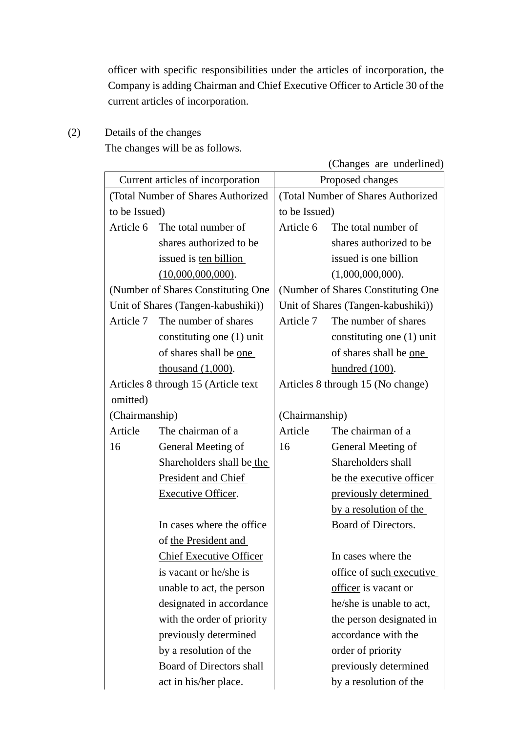officer with specific responsibilities under the articles of incorporation, the Company is adding Chairman and Chief Executive Officer to Article 30 of the current articles of incorporation.

(2) Details of the changes

The changes will be as follows.

(Changes are underlined)

| Current articles of incorporation | Proposed changes |
|---|---|
| (Total Number of Shares Authorized to be Issued)<br>Article 6 The total number of shares authorized to be issued is <u>ten billion (10,000,000,000)</u>. | (Total Number of Shares Authorized to be Issued)<br>Article 6 The total number of shares authorized to be issued is one billion (1,000,000,000). |
| (Number of Shares Constituting One Unit of Shares (Tangen-kabushiki))<br>Article 7 The number of shares constituting one (1) unit of shares shall be <u>one thousand (1,000)</u>. | (Number of Shares Constituting One Unit of Shares (Tangen-kabushiki))<br>Article 7 The number of shares constituting one (1) unit of shares shall be <u>one hundred (100)</u>. |
| Articles 8 through 15 (Article text omitted) | Articles 8 through 15 (No change) |
| (Chairmanship)<br>Article 16 The chairman of a General Meeting of Shareholders shall be <u>the President and Chief Executive Officer</u>.<br><br>In cases where the office of <u>the President and Chief Executive Officer</u> is vacant or he/she is unable to act, the person designated in accordance with the order of priority previously determined by a resolution of the Board of Directors shall act in his/her place. | (Chairmanship)<br>Article 16 The chairman of a General Meeting of Shareholders shall be <u>the executive officer previously determined by a resolution of the Board of Directors</u>.<br><br>In cases where the office of <u>such executive officer</u> is vacant or he/she is unable to act, the person designated in accordance with the order of priority previously determined by a resolution of the |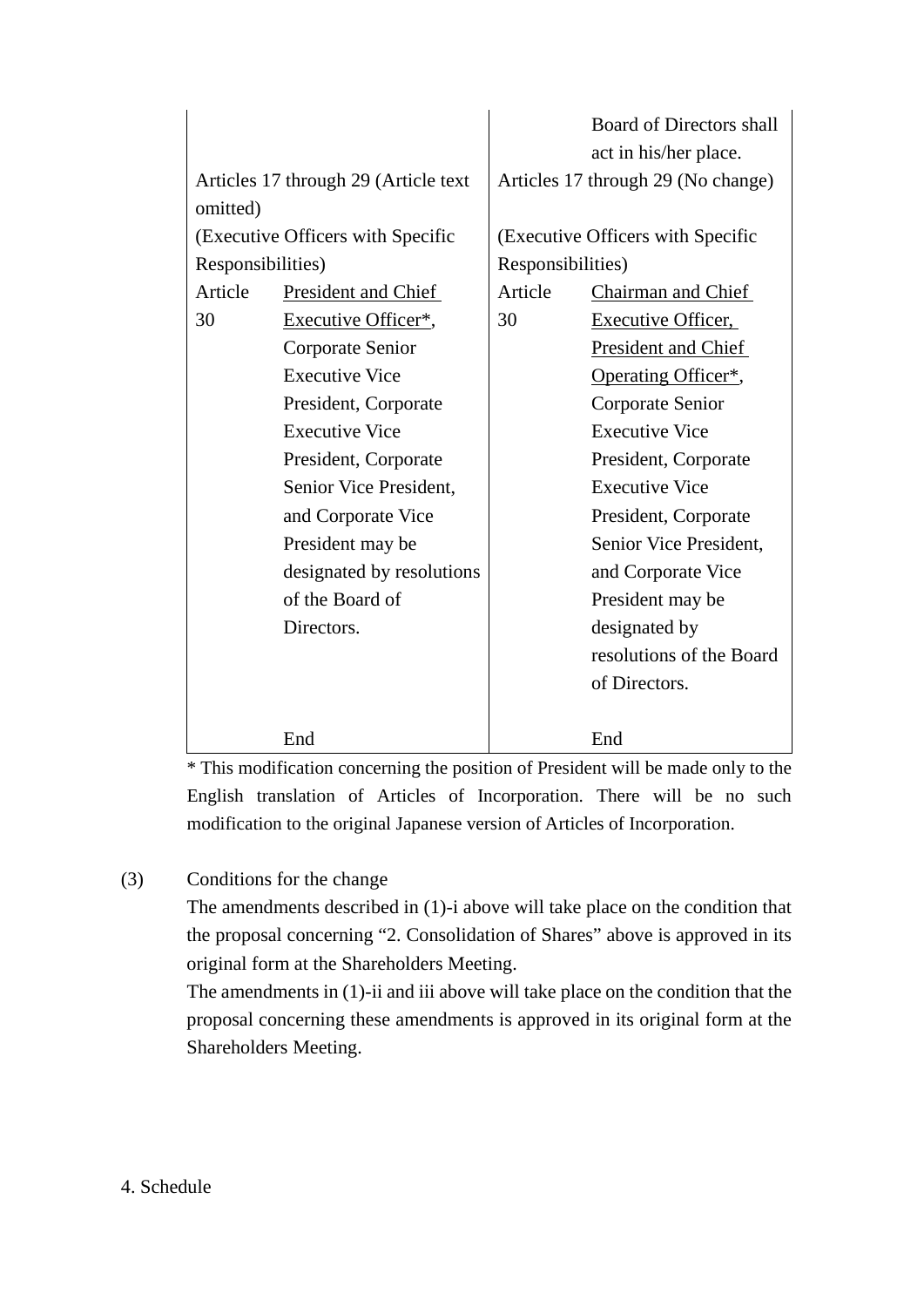| Current | Proposed |
|---|---|
| | Board of Directors shall act in his/her place. |
| Articles 17 through 29 (Article text omitted) | Articles 17 through 29 (No change) |
| (Executive Officers with Specific Responsibilities) | (Executive Officers with Specific Responsibilities) |
| Article 30 <u>President and Chief Executive Officer*</u>, Corporate Senior Executive Vice President, Corporate Executive Vice President, Corporate Senior Vice President, and Corporate Vice President may be designated by resolutions of the Board of Directors. | Article 30 <u>Chairman and Chief Executive Officer, President and Chief Operating Officer*</u>, Corporate Senior Executive Vice President, Corporate Executive Vice President, Corporate Senior Vice President, and Corporate Vice President may be designated by resolutions of the Board of Directors. |
| End | End |

* This modification concerning the position of President will be made only to the English translation of Articles of Incorporation. There will be no such modification to the original Japanese version of Articles of Incorporation.

(3) Conditions for the change

The amendments described in (1)-i above will take place on the condition that the proposal concerning “2. Consolidation of Shares” above is approved in its original form at the Shareholders Meeting.

The amendments in (1)-ii and iii above will take place on the condition that the proposal concerning these amendments is approved in its original form at the Shareholders Meeting.

4. Schedule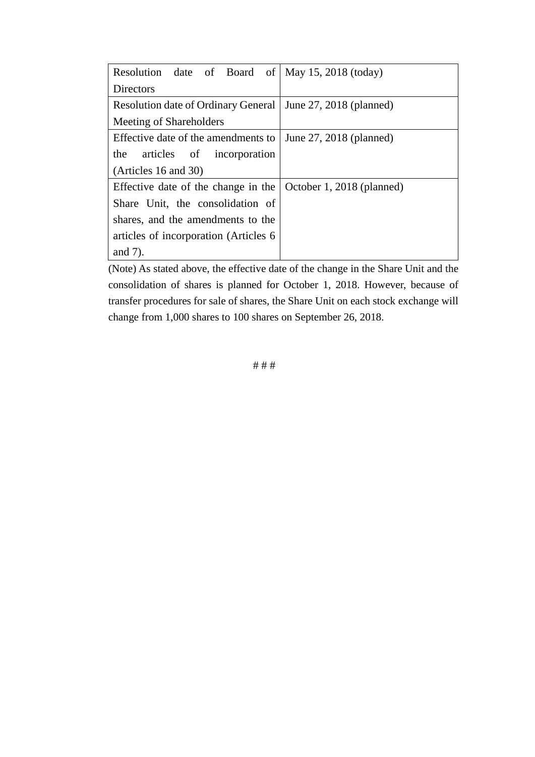| | |
|---|---|
| Resolution date of Board of Directors | May 15, 2018 (today) |
| Resolution date of Ordinary General Meeting of Shareholders | June 27, 2018 (planned) |
| Effective date of the amendments to the articles of incorporation (Articles 16 and 30) | June 27, 2018 (planned) |
| Effective date of the change in the Share Unit, the consolidation of shares, and the amendments to the articles of incorporation (Articles 6 and 7). | October 1, 2018 (planned) |

(Note) As stated above, the effective date of the change in the Share Unit and the consolidation of shares is planned for October 1, 2018. However, because of transfer procedures for sale of shares, the Share Unit on each stock exchange will change from 1,000 shares to 100 shares on September 26, 2018.

# # #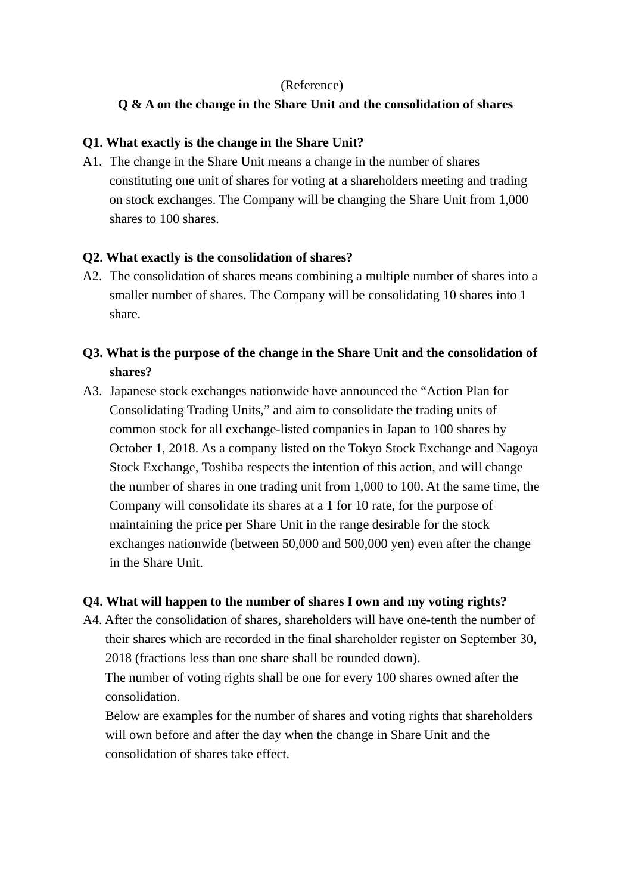(Reference)

**Q & A on the change in the Share Unit and the consolidation of shares**

**Q1. What exactly is the change in the Share Unit?**

A1. The change in the Share Unit means a change in the number of shares constituting one unit of shares for voting at a shareholders meeting and trading on stock exchanges. The Company will be changing the Share Unit from 1,000 shares to 100 shares.

**Q2. What exactly is the consolidation of shares?**

A2. The consolidation of shares means combining a multiple number of shares into a smaller number of shares. The Company will be consolidating 10 shares into 1 share.

**Q3. What is the purpose of the change in the Share Unit and the consolidation of shares?**

A3. Japanese stock exchanges nationwide have announced the “Action Plan for Consolidating Trading Units,” and aim to consolidate the trading units of common stock for all exchange-listed companies in Japan to 100 shares by October 1, 2018. As a company listed on the Tokyo Stock Exchange and Nagoya Stock Exchange, Toshiba respects the intention of this action, and will change the number of shares in one trading unit from 1,000 to 100. At the same time, the Company will consolidate its shares at a 1 for 10 rate, for the purpose of maintaining the price per Share Unit in the range desirable for the stock exchanges nationwide (between 50,000 and 500,000 yen) even after the change in the Share Unit.

**Q4. What will happen to the number of shares I own and my voting rights?**

A4. After the consolidation of shares, shareholders will have one-tenth the number of their shares which are recorded in the final shareholder register on September 30, 2018 (fractions less than one share shall be rounded down).

The number of voting rights shall be one for every 100 shares owned after the consolidation.

Below are examples for the number of shares and voting rights that shareholders will own before and after the day when the change in Share Unit and the consolidation of shares take effect.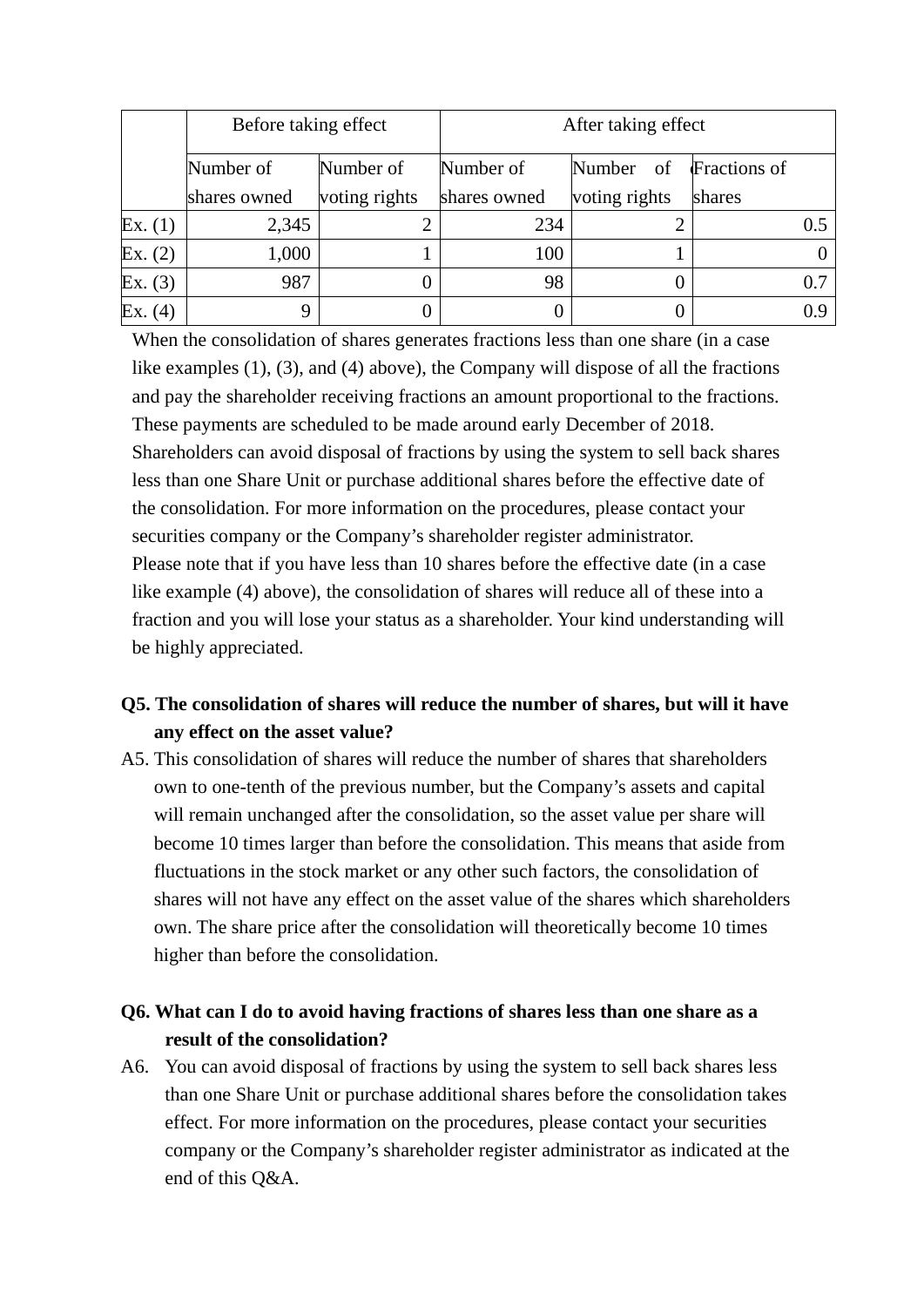| | Before taking effect | | After taking effect | | |
|---|---|---|---|---|---|
| | Number of shares owned | Number of voting rights | Number of shares owned | Number of voting rights | Fractions of shares |
| Ex. (1) | 2,345 | 2 | 234 | 2 | 0.5 |
| Ex. (2) | 1,000 | 1 | 100 | 1 | 0 |
| Ex. (3) | 987 | 0 | 98 | 0 | 0.7 |
| Ex. (4) | 9 | 0 | 0 | 0 | 0.9 |

When the consolidation of shares generates fractions less than one share (in a case like examples (1), (3), and (4) above), the Company will dispose of all the fractions and pay the shareholder receiving fractions an amount proportional to the fractions. These payments are scheduled to be made around early December of 2018. Shareholders can avoid disposal of fractions by using the system to sell back shares less than one Share Unit or purchase additional shares before the effective date of the consolidation. For more information on the procedures, please contact your securities company or the Company's shareholder register administrator.

Please note that if you have less than 10 shares before the effective date (in a case like example (4) above), the consolidation of shares will reduce all of these into a fraction and you will lose your status as a shareholder. Your kind understanding will be highly appreciated.

**Q5. The consolidation of shares will reduce the number of shares, but will it have any effect on the asset value?**

A5. This consolidation of shares will reduce the number of shares that shareholders own to one-tenth of the previous number, but the Company's assets and capital will remain unchanged after the consolidation, so the asset value per share will become 10 times larger than before the consolidation. This means that aside from fluctuations in the stock market or any other such factors, the consolidation of shares will not have any effect on the asset value of the shares which shareholders own. The share price after the consolidation will theoretically become 10 times higher than before the consolidation.

**Q6. What can I do to avoid having fractions of shares less than one share as a result of the consolidation?**

A6. You can avoid disposal of fractions by using the system to sell back shares less than one Share Unit or purchase additional shares before the consolidation takes effect. For more information on the procedures, please contact your securities company or the Company's shareholder register administrator as indicated at the end of this Q&A.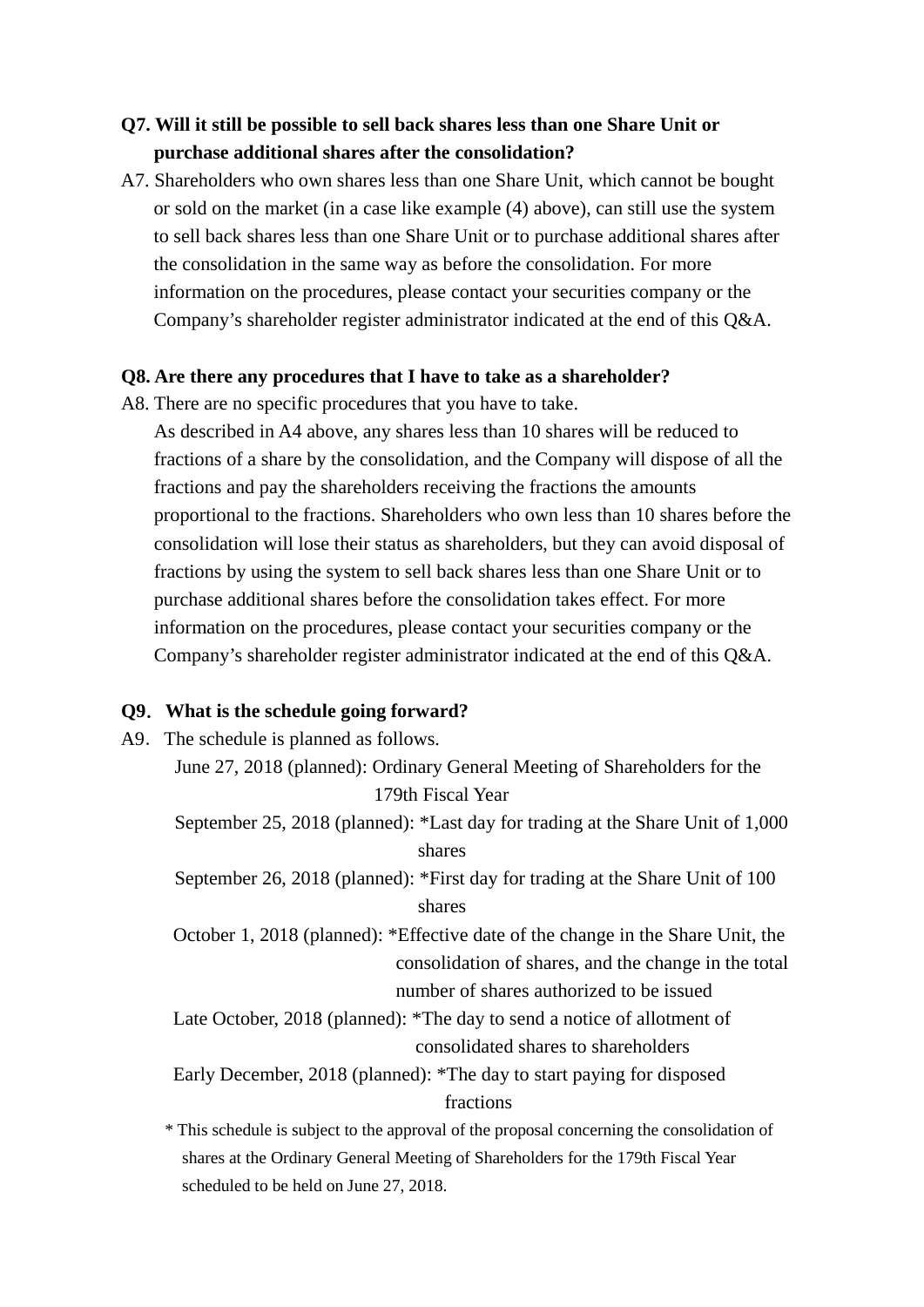**Q7. Will it still be possible to sell back shares less than one Share Unit or purchase additional shares after the consolidation?**

A7. Shareholders who own shares less than one Share Unit, which cannot be bought or sold on the market (in a case like example (4) above), can still use the system to sell back shares less than one Share Unit or to purchase additional shares after the consolidation in the same way as before the consolidation. For more information on the procedures, please contact your securities company or the Company's shareholder register administrator indicated at the end of this Q&A.

**Q8. Are there any procedures that I have to take as a shareholder?**

A8. There are no specific procedures that you have to take.
As described in A4 above, any shares less than 10 shares will be reduced to fractions of a share by the consolidation, and the Company will dispose of all the fractions and pay the shareholders receiving the fractions the amounts proportional to the fractions. Shareholders who own less than 10 shares before the consolidation will lose their status as shareholders, but they can avoid disposal of fractions by using the system to sell back shares less than one Share Unit or to purchase additional shares before the consolidation takes effect. For more information on the procedures, please contact your securities company or the Company's shareholder register administrator indicated at the end of this Q&A.

**Q9. What is the schedule going forward?**

A9. The schedule is planned as follows.

June 27, 2018 (planned): Ordinary General Meeting of Shareholders for the 179th Fiscal Year

September 25, 2018 (planned): *Last day for trading at the Share Unit of 1,000 shares

September 26, 2018 (planned): *First day for trading at the Share Unit of 100 shares

October 1, 2018 (planned): *Effective date of the change in the Share Unit, the consolidation of shares, and the change in the total number of shares authorized to be issued

Late October, 2018 (planned): *The day to send a notice of allotment of consolidated shares to shareholders

Early December, 2018 (planned): *The day to start paying for disposed fractions

\* This schedule is subject to the approval of the proposal concerning the consolidation of shares at the Ordinary General Meeting of Shareholders for the 179th Fiscal Year scheduled to be held on June 27, 2018.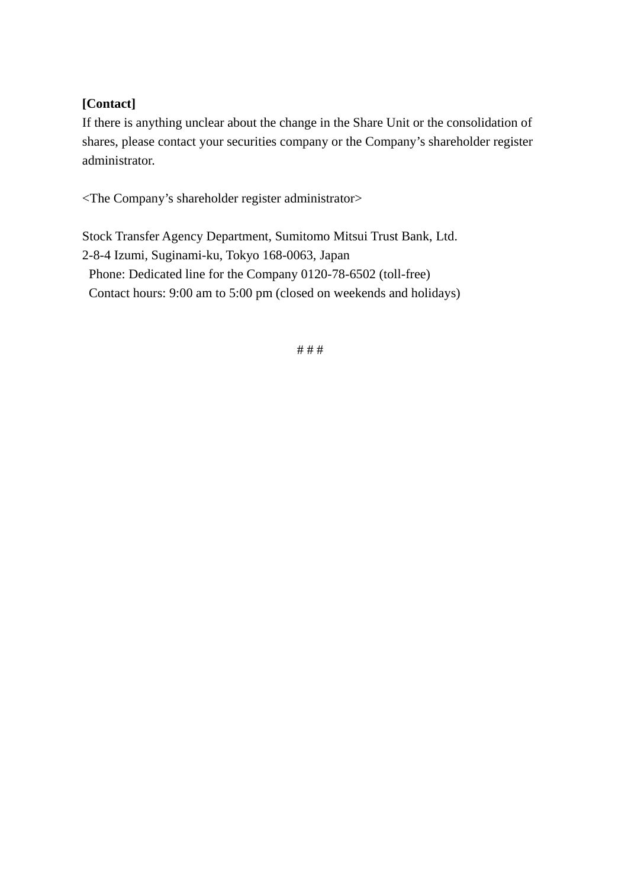**[Contact]**
If there is anything unclear about the change in the Share Unit or the consolidation of shares, please contact your securities company or the Company's shareholder register administrator.

<The Company's shareholder register administrator>

Stock Transfer Agency Department, Sumitomo Mitsui Trust Bank, Ltd.
2-8-4 Izumi, Suginami-ku, Tokyo 168-0063, Japan
Phone: Dedicated line for the Company 0120-78-6502 (toll-free)
Contact hours: 9:00 am to 5:00 pm (closed on weekends and holidays)

# # #